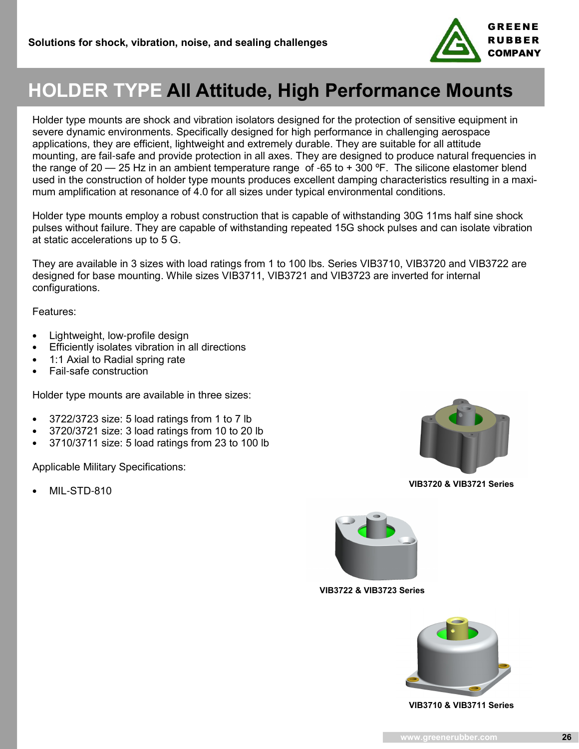Solutions for shock, vibration, noise, and sealing challenges

GREENE RUBBER COMPANY

# HOLDER TYPE All Attitude, High Performance Mounts

Holder type mounts are shock and vibration isolators designed for the protection of sensitive equipment in severe dynamic environments. Specifically designed for high performance in challenging aerospace applications, they are efficient, lightweight and extremely durable. They are suitable for all attitude mounting, are fail-safe and provide protection in all axes. They are designed to produce natural frequencies in the range of 20 — 25 Hz in an ambient temperature range of -65 to + 300 ºF. The silicone elastomer blend used in the construction of holder type mounts produces excellent damping characteristics resulting in a maximum amplification at resonance of 4.0 for all sizes under typical environmental conditions.

Holder type mounts employ a robust construction that is capable of withstanding 30G 11ms half sine shock pulses without failure. They are capable of withstanding repeated 15G shock pulses and can isolate vibration at static accelerations up to 5 G.

They are available in 3 sizes with load ratings from 1 to 100 lbs. Series VIB3710, VIB3720 and VIB3722 are designed for base mounting. While sizes VIB3711, VIB3721 and VIB3723 are inverted for internal configurations.

Features:

- Lightweight, low-profile design
- Efficiently isolates vibration in all directions
- 1:1 Axial to Radial spring rate
- Fail-safe construction

Holder type mounts are available in three sizes:

- 3722/3723 size: 5 load ratings from 1 to 7 lb
- 3720/3721 size: 3 load ratings from 10 to 20 lb
- 3710/3711 size: 5 load ratings from 23 to 100 lb

Applicable Military Specifications:

- MIL-STD-810

VIB3720 & VIB3721 Series

VIB3722 & VIB3723 Series

VIB3710 & VIB3711 Series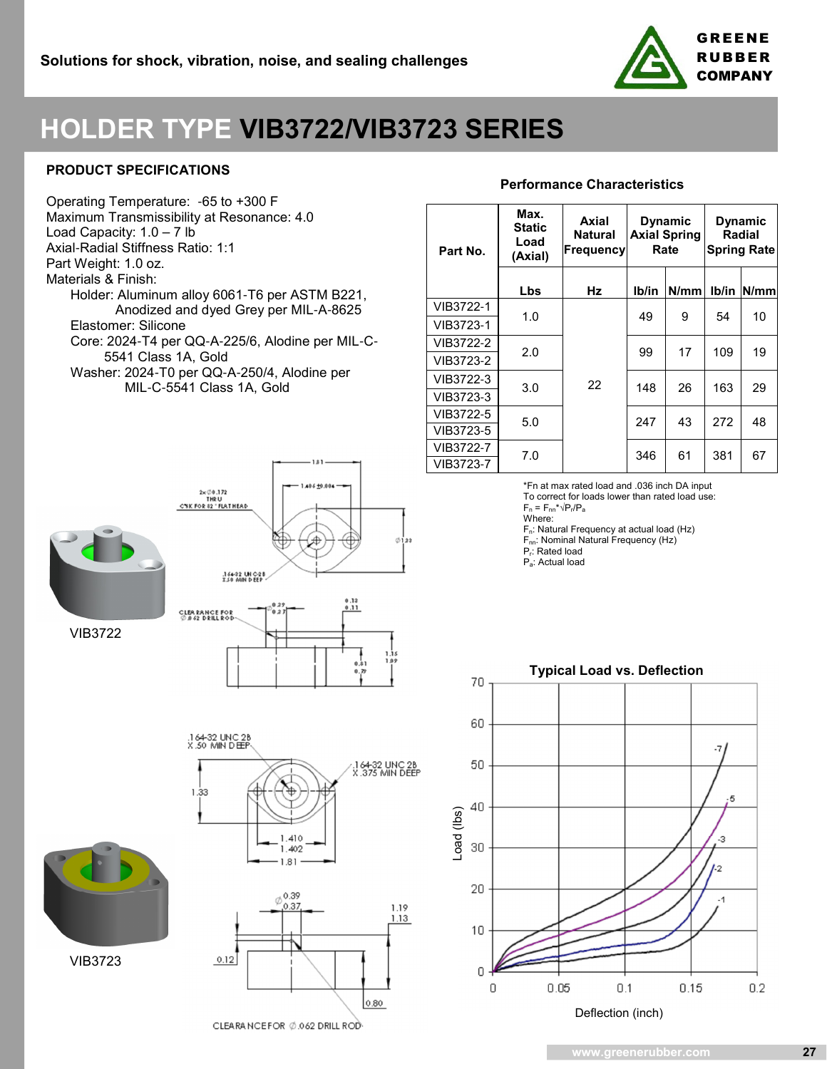Solutions for shock, vibration, noise, and sealing challenges

GREENE RUBBER COMPANY

# HOLDER TYPE VIB3722/VIB3723 SERIES

## PRODUCT SPECIFICATIONS

Operating Temperature: -65 to +300 F
Maximum Transmissibility at Resonance: 4.0
Load Capacity: 1.0 – 7 lb
Axial-Radial Stiffness Ratio: 1:1
Part Weight: 1.0 oz.
Materials & Finish:

- Holder: Aluminum alloy 6061-T6 per ASTM B221, Anodized and dyed Grey per MIL-A-8625
- Elastomer: Silicone
- Core: 2024-T4 per QQ-A-225/6, Alodine per MIL-C-5541 Class 1A, Gold
- Washer: 2024-T0 per QQ-A-250/4, Alodine per MIL-C-5541 Class 1A, Gold

### Performance Characteristics

| Part No. | Max. Static Load (Axial) | Axial Natural Frequency | Dynamic Axial Spring Rate | | Dynamic Radial Spring Rate | |
|---|---|---|---|---|---|---|
| | Lbs | Hz | lb/in | N/mm | lb/in | N/mm |
| VIB3722-1 / VIB3723-1 | 1.0 | 22 | 49 | 9 | 54 | 10 |
| VIB3722-2 / VIB3723-2 | 2.0 | 22 | 99 | 17 | 109 | 19 |
| VIB3722-3 / VIB3723-3 | 3.0 | 22 | 148 | 26 | 163 | 29 |
| VIB3722-5 / VIB3723-5 | 5.0 | 22 | 247 | 43 | 272 | 48 |
| VIB3722-7 / VIB3723-7 | 7.0 | 22 | 346 | 61 | 381 | 67 |

*Fn at max rated load and .036 inch DA input
To correct for loads lower than rated load use:
$F_n = F_{nn} \cdot \sqrt{P_r/P_a}$
Where:
$F_n$: Natural Frequency at actual load (Hz)
$F_{nn}$: Nominal Natural Frequency (Hz)
$P_r$: Rated load
$P_a$: Actual load

VIB3722

VIB3723

Typical Load vs. Deflection

www.greenerubber.com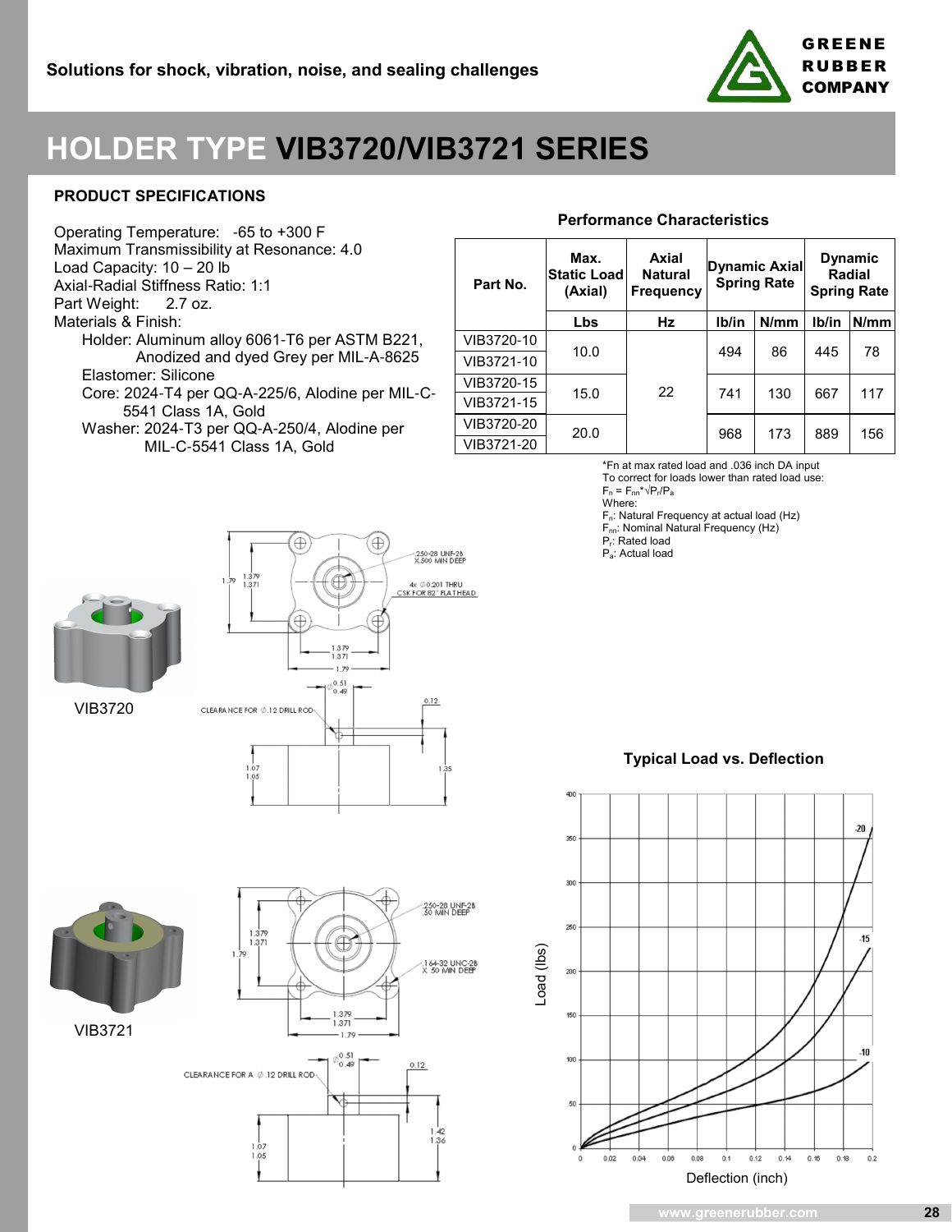# HOLDER TYPE VIB3720/VIB3721 SERIES

## PRODUCT SPECIFICATIONS

Operating Temperature: -65 to +300 F
Maximum Transmissibility at Resonance: 4.0
Load Capacity: 10 – 20 lb
Axial-Radial Stiffness Ratio: 1:1
Part Weight: 2.7 oz.
Materials & Finish:

- Holder: Aluminum alloy 6061-T6 per ASTM B221, Anodized and dyed Grey per MIL-A-8625
- Elastomer: Silicone
- Core: 2024-T4 per QQ-A-225/6, Alodine per MIL-C-5541 Class 1A, Gold
- Washer: 2024-T3 per QQ-A-250/4, Alodine per MIL-C-5541 Class 1A, Gold

### Performance Characteristics

| Part No. | Max. Static Load (Axial) | Axial Natural Frequency | Dynamic Axial Spring Rate | | Dynamic Radial Spring Rate | |
|---|---|---|---|---|---|---|
| | Lbs | Hz | lb/in | N/mm | lb/in | N/mm |
| VIB3720-10 | 10.0 | 22 | 494 | 86 | 445 | 78 |
| VIB3721-10 | | | | | | |
| VIB3720-15 | 15.0 | | 741 | 130 | 667 | 117 |
| VIB3721-15 | | | | | | |
| VIB3720-20 | 20.0 | | 968 | 173 | 889 | 156 |
| VIB3721-20 | | | | | | |

*Fn at max rated load and .036 inch DA input
To correct for loads lower than rated load use:
$F_n = F_{nn} * \sqrt{P_r / P_a}$
Where:
$F_n$: Natural Frequency at actual load (Hz)
$F_{nn}$: Nominal Natural Frequency (Hz)
$P_r$: Rated load
$P_a$: Actual load

VIB3720

.250-28 UNF-2B X.500 MIN DEEP
4x ∅0.201 THRU CSK FOR 82° FLATHEAD
CLEARANCE FOR ∅.12 DRILL ROD

VIB3721

.250-28 UNF-2B .50 MIN DEEP
.164-32 UNC-2B X .50 MIN DEEP
CLEARANCE FOR A ∅.12 DRILL ROD

### Typical Load vs. Deflection

Load (lbs) vs. Deflection (inch); curves: -10, -15, -20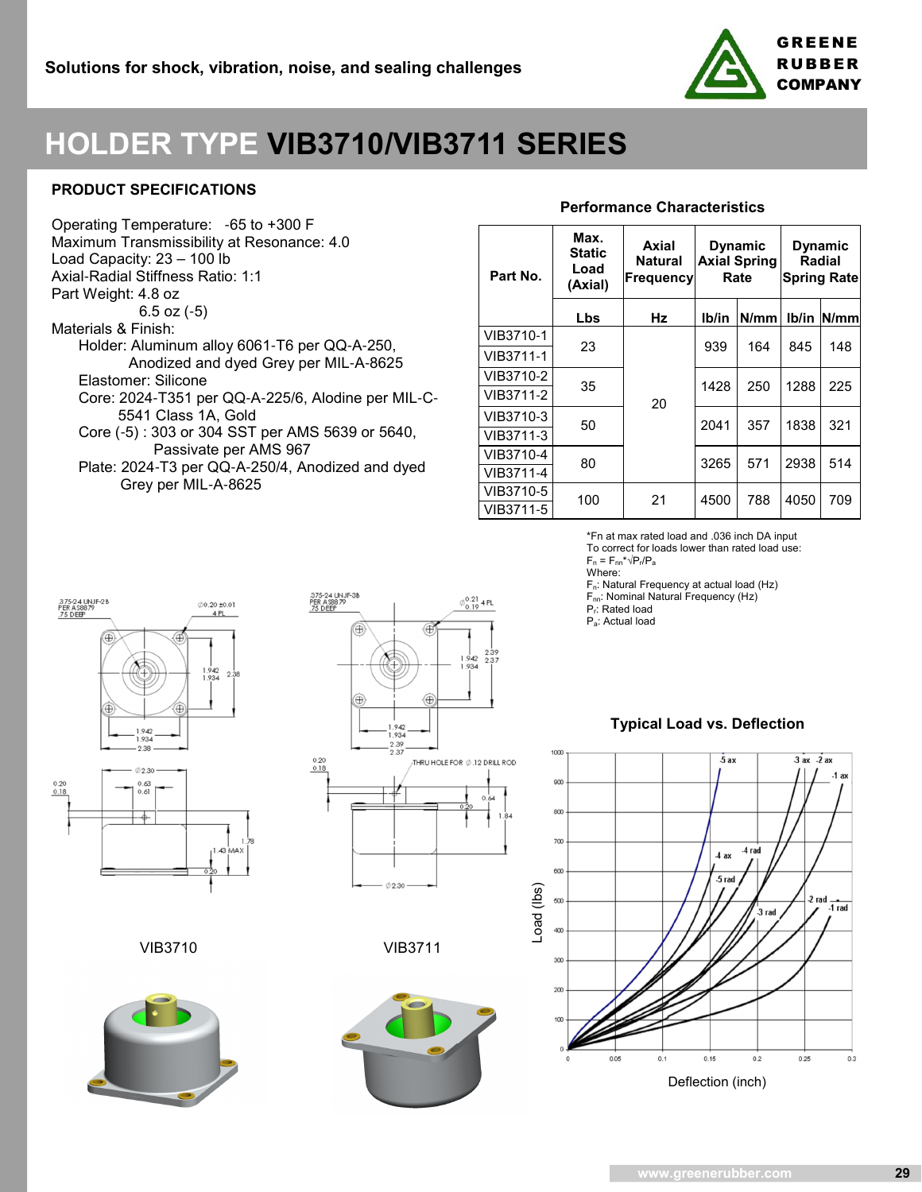Solutions for shock, vibration, noise, and sealing challenges

GREENE RUBBER COMPANY

# HOLDER TYPE VIB3710/VIB3711 SERIES

## PRODUCT SPECIFICATIONS

Operating Temperature: -65 to +300 F
Maximum Transmissibility at Resonance: 4.0
Load Capacity: 23 – 100 lb
Axial-Radial Stiffness Ratio: 1:1
Part Weight: 4.8 oz
6.5 oz (-5)
Materials & Finish:

- Holder: Aluminum alloy 6061-T6 per QQ-A-250, Anodized and dyed Grey per MIL-A-8625
- Elastomer: Silicone
- Core: 2024-T351 per QQ-A-225/6, Alodine per MIL-C-5541 Class 1A, Gold
- Core (-5) : 303 or 304 SST per AMS 5639 or 5640, Passivate per AMS 967
- Plate: 2024-T3 per QQ-A-250/4, Anodized and dyed Grey per MIL-A-8625

### Performance Characteristics

| Part No. | Max. Static Load (Axial) | Axial Natural Frequency | Dynamic Axial Spring Rate | | Dynamic Radial Spring Rate | |
|---|---|---|---|---|---|---|
| | Lbs | Hz | lb/in | N/mm | lb/in | N/mm |
| VIB3710-1 / VIB3711-1 | 23 | 20 | 939 | 164 | 845 | 148 |
| VIB3710-2 / VIB3711-2 | 35 | 20 | 1428 | 250 | 1288 | 225 |
| VIB3710-3 / VIB3711-3 | 50 | 20 | 2041 | 357 | 1838 | 321 |
| VIB3710-4 / VIB3711-4 | 80 | 20 | 3265 | 571 | 2938 | 514 |
| VIB3710-5 / VIB3711-5 | 100 | 21 | 4500 | 788 | 4050 | 709 |

*Fn at max rated load and .036 inch DA input
To correct for loads lower than rated load use:
$F_n = F_{nn} * \sqrt{P_r / P_a}$
Where:
$F_n$: Natural Frequency at actual load (Hz)
$F_{nn}$: Nominal Natural Frequency (Hz)
$P_r$: Rated load
$P_a$: Actual load

.375-24 UNJF-2B PER AS8879 .75 DEEP
⌀0.20 ±0.01 4 PL
1.942
1.934
2.38
⌀2.30
0.20
0.18
0.63
0.61
1.78
1.43 MAX
0.20

VIB3710

.375-24 UNJF-3B PER AS8879 .75 DEEP
⌀0.21 / 0.19 4 PL
1.942
1.934
2.39
2.37
0.20
0.18
THRU HOLE FOR ⌀.12 DRILL ROD
0.64
0.20
1.84
⌀2.30

VIB3711

### Typical Load vs. Deflection

Load (lbs)
Deflection (inch)
0
100
200
300
400
500
600
700
800
900
1000
0
0.05
0.1
0.15
0.2
0.25
0.3
-5 ax
-3 ax
-2 ax
-1 ax
-4 ax
-4 rad
-5 rad
-3 rad
-2 rad
-1 rad

www.greenerubber.com